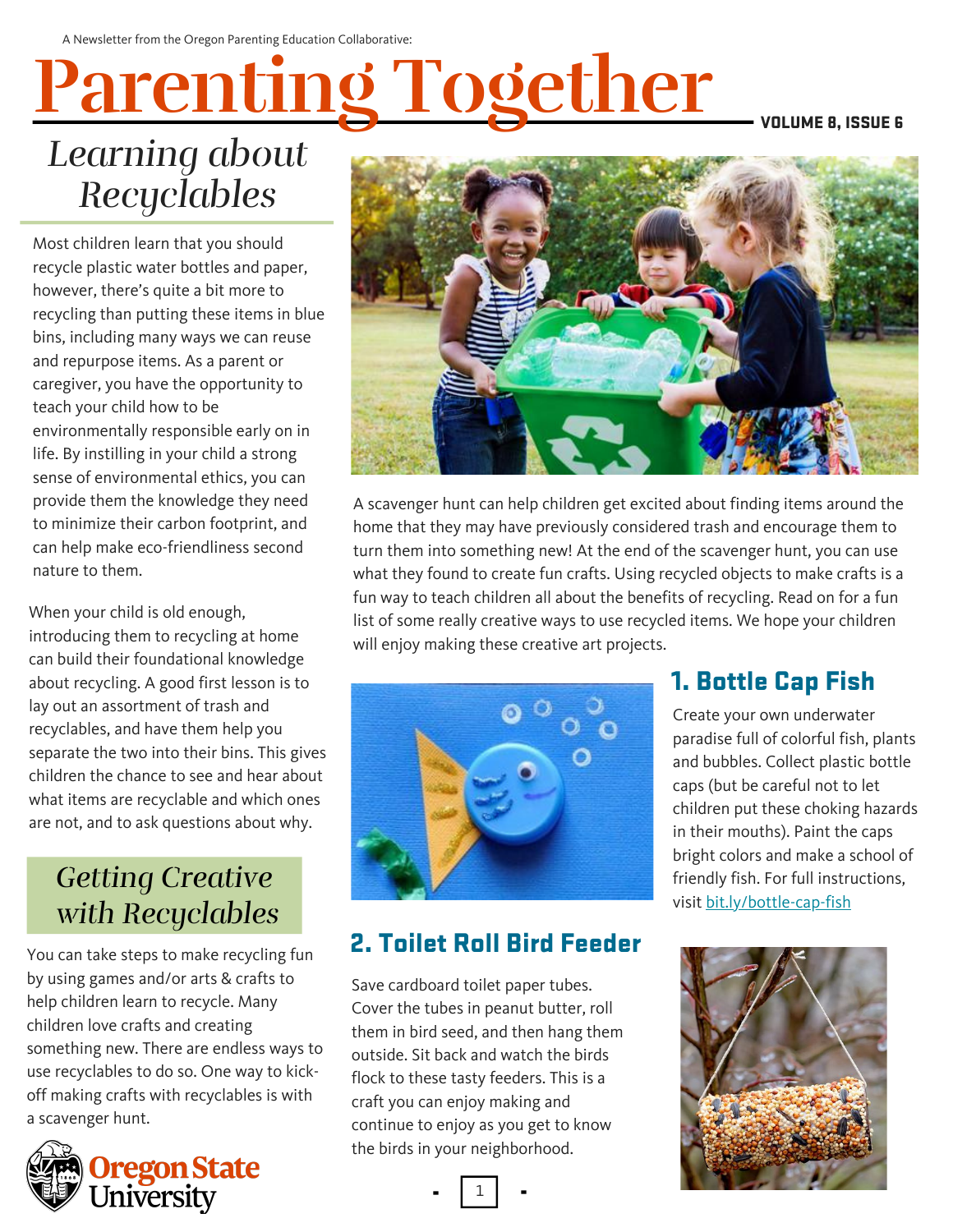A Newsletter from the Oregon Parenting Education Collaborative:

# Parenting Together

## Learning about Recyclables

Most children learn that you should recycle plastic water bottles and paper, however, there's quite a bit more to recycling than putting these items in blue bins, including many ways we can reuse and repurpose items. As a parent or caregiver, you have the opportunity to teach your child how to be environmentally responsible early on in life. By instilling in your child a strong sense of environmental ethics, you can provide them the knowledge they need to minimize their carbon footprint, and can help make eco-friendliness second nature to them.

When your child is old enough, introducing them to recycling at home can build their foundational knowledge about recycling. A good first lesson is to lay out an assortment of trash and recyclables, and have them help you separate the two into their bins. This gives children the chance to see and hear about what items are recyclable and which ones are not, and to ask questions about why.

## Getting Creative with Recyclables

You can take steps to make recycling fun by using games and/or arts & crafts to help children learn to recycle. Many children love crafts and creating something new. There are endless ways to use recyclables to do so. One way to kick-off making crafts with recyclables is with a scavenger hunt.

A scavenger hunt can help children get excited about finding items around the home that they may have previously considered trash and encourage them to turn them into something new! At the end of the scavenger hunt, you can use what they found to create fun crafts. Using recycled objects to make crafts is a fun way to teach children all about the benefits of recycling. Read on for a fun list of some really creative ways to use recycled items. We hope your children will enjoy making these creative art projects.

### 1. Bottle Cap Fish

Create your own underwater paradise full of colorful fish, plants and bubbles. Collect plastic bottle caps (but be careful not to let children put these choking hazards in their mouths). Paint the caps bright colors and make a school of friendly fish. For full instructions, visit bit.ly/bottle-cap-fish

### 2. Toilet Roll Bird Feeder

Save cardboard toilet paper tubes. Cover the tubes in peanut butter, roll them in bird seed, and then hang them outside. Sit back and watch the birds flock to these tasty feeders. This is a craft you can enjoy making and continue to enjoy as you get to know the birds in your neighborhood.

Oregon State University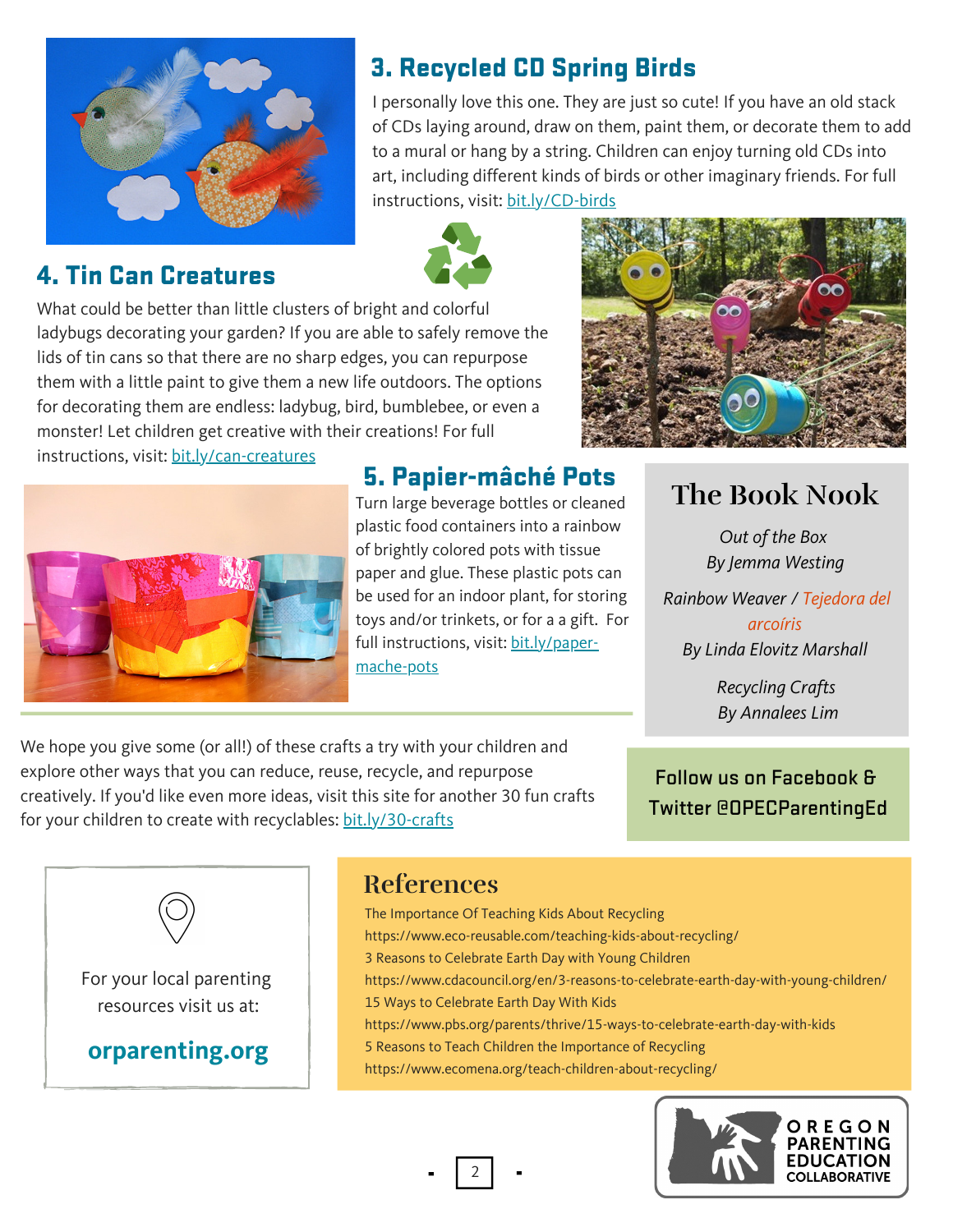## 3. Recycled CD Spring Birds

I personally love this one. They are just so cute! If you have an old stack of CDs laying around, draw on them, paint them, or decorate them to add to a mural or hang by a string. Children can enjoy turning old CDs into art, including different kinds of birds or other imaginary friends. For full instructions, visit: bit.ly/CD-birds

## 4. Tin Can Creatures

What could be better than little clusters of bright and colorful ladybugs decorating your garden? If you are able to safely remove the lids of tin cans so that there are no sharp edges, you can repurpose them with a little paint to give them a new life outdoors. The options for decorating them are endless: ladybug, bird, bumblebee, or even a monster! Let children get creative with their creations! For full instructions, visit: bit.ly/can-creatures

## 5. Papier-mâché Pots

Turn large beverage bottles or cleaned plastic food containers into a rainbow of brightly colored pots with tissue paper and glue. These plastic pots can be used for an indoor plant, for storing toys and/or trinkets, or for a a gift. For full instructions, visit: bit.ly/paper-mache-pots

We hope you give some (or all!) of these crafts a try with your children and explore other ways that you can reduce, reuse, recycle, and repurpose creatively. If you'd like even more ideas, visit this site for another 30 fun crafts for your children to create with recyclables: bit.ly/30-crafts

## The Book Nook

*Out of the Box*
*By Jemma Westing*

*Rainbow Weaver / Tejedora del arcoíris*
*By Linda Elovitz Marshall*

*Recycling Crafts*
*By Annalees Lim*

**Follow us on Facebook & Twitter @OPECParentingEd**

For your local parenting resources visit us at:

**orparenting.org**

## References

The Importance Of Teaching Kids About Recycling
https://www.eco-reusable.com/teaching-kids-about-recycling/
3 Reasons to Celebrate Earth Day with Young Children
https://www.cdacouncil.org/en/3-reasons-to-celebrate-earth-day-with-young-children/
15 Ways to Celebrate Earth Day With Kids
https://www.pbs.org/parents/thrive/15-ways-to-celebrate-earth-day-with-kids
5 Reasons to Teach Children the Importance of Recycling
https://www.ecomena.org/teach-children-about-recycling/

OREGON PARENTING EDUCATION COLLABORATIVE